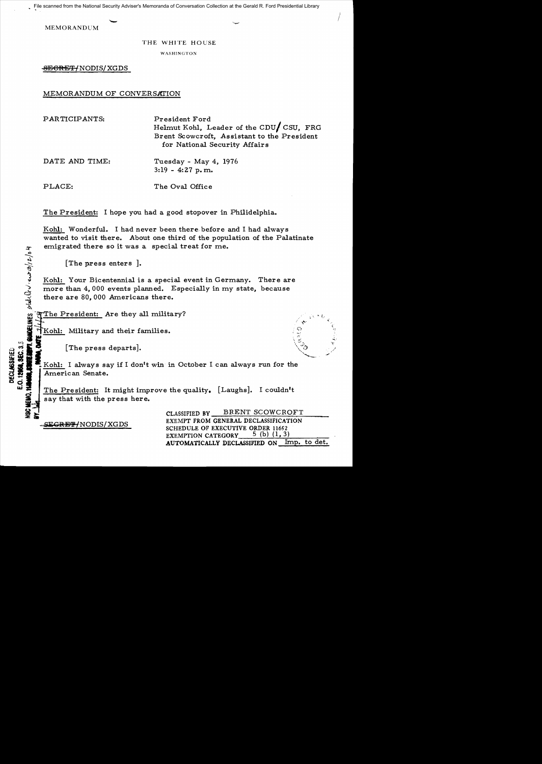File scanned from the National Security Adviser's Memoranda of Conversation Collection at the Gerald R. Ford Presidential Library

MEMORANDUM

THE WHITE HOUSE

WASHINGTON

~~SECRET~~/NODIS/XGDS

MEMORANDUM OF CONVERSATION

PARTICIPANTS: President Ford
Helmut Kohl, Leader of the CDU/CSU, FRG
Brent Scowcroft, Assistant to the President for National Security Affairs

DATE AND TIME: Tuesday - May 4, 1976
3:19 - 4:27 p.m.

PLACE: The Oval Office

The President: I hope you had a good stopover in Philidelphia.

Kohl: Wonderful. I had never been there before and I had always wanted to visit there. About one third of the population of the Palatinate emigrated there so it was a special treat for me.

[The press enters].

Kohl: Your Bicentennial is a special event in Germany. There are more than 4,000 events planned. Especially in my state, because there are 80,000 Americans there.

The President: Are they all military?

Kohl: Military and their families.

[The press departs].

Kohl: I always say if I don't win in October I can always run for the American Senate.

The President: It might improve the quality. [Laughs]. I couldn't say that with the press here.

DECLASSIFIED
E.O. 12958, SEC. 3.5
NSC MEMO, 11/24/98, STATE DEPT. GUIDELINES
BY ___, NARA, DATE ___

~~SECRET~~/NODIS/XGDS

CLASSIFIED BY BRENT SCOWCROFT
EXEMPT FROM GENERAL DECLASSIFICATION SCHEDULE OF EXECUTIVE ORDER 11652
EXEMPTION CATEGORY 5 (b) (1, 3)
AUTOMATICALLY DECLASSIFIED ON Imp. to det.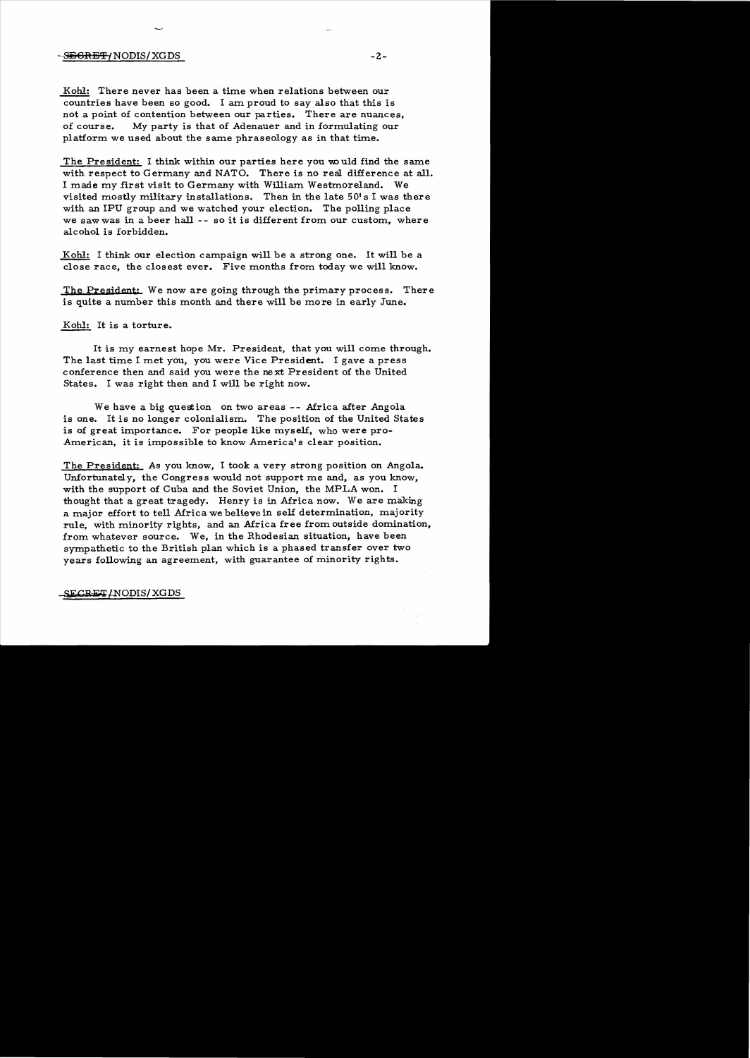**Kohl:** There never has been a time when relations between our countries have been so good. I am proud to say also that this is not a point of contention between our parties. There are nuances, of course. My party is that of Adenauer and in formulating our platform we used about the same phraseology as in that time.

**The President:** I think within our parties here you would find the same with respect to Germany and NATO. There is no real difference at all. I made my first visit to Germany with William Westmoreland. We visited mostly military installations. Then in the late 50's I was there with an IPU group and we watched your election. The polling place we saw was in a beer hall -- so it is different from our custom, where alcohol is forbidden.

**Kohl:** I think our election campaign will be a strong one. It will be a close race, the closest ever. Five months from today we will know.

**The President:** We now are going through the primary process. There is quite a number this month and there will be more in early June.

**Kohl:** It is a torture.

It is my earnest hope Mr. President, that you will come through. The last time I met you, you were Vice President. I gave a press conference then and said you were the next President of the United States. I was right then and I will be right now.

We have a big question on two areas -- Africa after Angola is one. It is no longer colonialism. The position of the United States is of great importance. For people like myself, who were pro-American, it is impossible to know America's clear position.

**The President:** As you know, I took a very strong position on Angola. Unfortunately, the Congress would not support me and, as you know, with the support of Cuba and the Soviet Union, the MPLA won. I thought that a great tragedy. Henry is in Africa now. We are making a major effort to tell Africa we believe in self determination, majority rule, with minority rights, and an Africa free from outside domination, from whatever source. We, in the Rhodesian situation, have been sympathetic to the British plan which is a phased transfer over two years following an agreement, with guarantee of minority rights.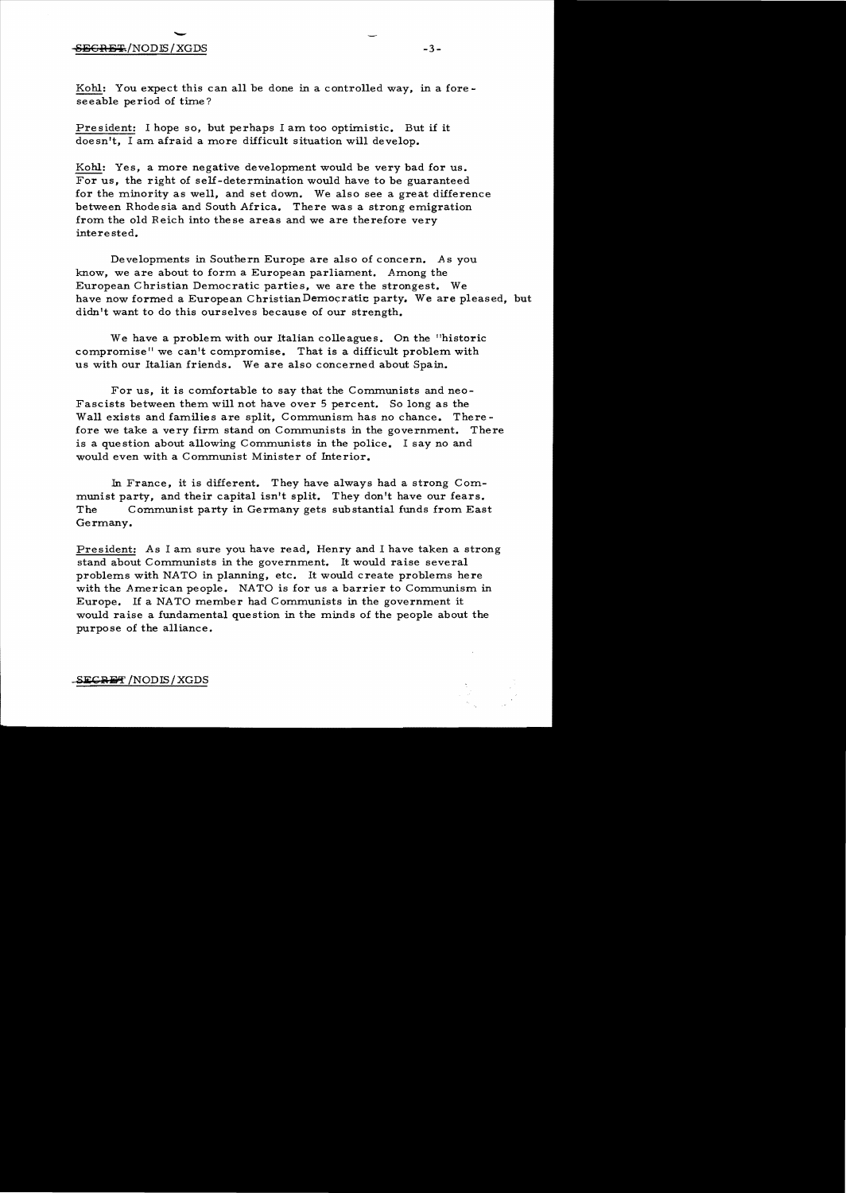Kohl: You expect this can all be done in a controlled way, in a foreseeable period of time?

President: I hope so, but perhaps I am too optimistic. But if it doesn't, I am afraid a more difficult situation will develop.

Kohl: Yes, a more negative development would be very bad for us. For us, the right of self-determination would have to be guaranteed for the minority as well, and set down. We also see a great difference between Rhodesia and South Africa. There was a strong emigration from the old Reich into these areas and we are therefore very interested.

Developments in Southern Europe are also of concern. As you know, we are about to form a European parliament. Among the European Christian Democratic parties, we are the strongest. We have now formed a European Christian Democratic party. We are pleased, but didn't want to do this ourselves because of our strength.

We have a problem with our Italian colleagues. On the "historic compromise" we can't compromise. That is a difficult problem with us with our Italian friends. We are also concerned about Spain.

For us, it is comfortable to say that the Communists and neo-Fascists between them will not have over 5 percent. So long as the Wall exists and families are split, Communism has no chance. Therefore we take a very firm stand on Communists in the government. There is a question about allowing Communists in the police. I say no and would even with a Communist Minister of Interior.

In France, it is different. They have always had a strong Communist party, and their capital isn't split. They don't have our fears. The Communist party in Germany gets substantial funds from East Germany.

President: As I am sure you have read, Henry and I have taken a strong stand about Communists in the government. It would raise several problems with NATO in planning, etc. It would create problems here with the American people. NATO is for us a barrier to Communism in Europe. If a NATO member had Communists in the government it would raise a fundamental question in the minds of the people about the purpose of the alliance.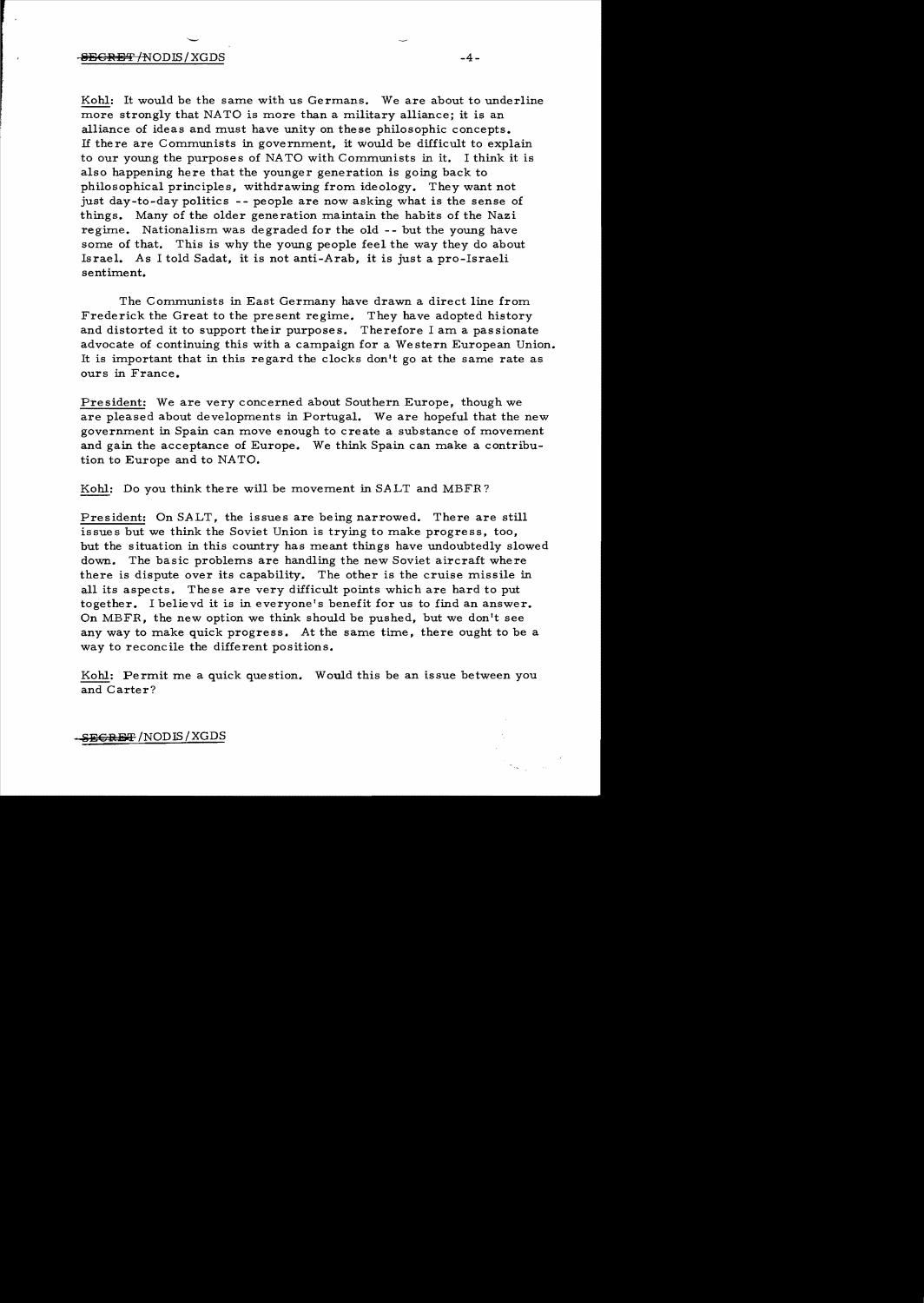Kohl: It would be the same with us Germans. We are about to underline more strongly that NATO is more than a military alliance; it is an alliance of ideas and must have unity on these philosophic concepts. If there are Communists in government, it would be difficult to explain to our young the purposes of NATO with Communists in it. I think it is also happening here that the younger generation is going back to philosophical principles, withdrawing from ideology. They want not just day-to-day politics -- people are now asking what is the sense of things. Many of the older generation maintain the habits of the Nazi regime. Nationalism was degraded for the old -- but the young have some of that. This is why the young people feel the way they do about Israel. As I told Sadat, it is not anti-Arab, it is just a pro-Israeli sentiment.

The Communists in East Germany have drawn a direct line from Frederick the Great to the present regime. They have adopted history and distorted it to support their purposes. Therefore I am a passionate advocate of continuing this with a campaign for a Western European Union. It is important that in this regard the clocks don't go at the same rate as ours in France.

President: We are very concerned about Southern Europe, though we are pleased about developments in Portugal. We are hopeful that the new government in Spain can move enough to create a substance of movement and gain the acceptance of Europe. We think Spain can make a contribution to Europe and to NATO.

Kohl: Do you think there will be movement in SALT and MBFR?

President: On SALT, the issues are being narrowed. There are still issues but we think the Soviet Union is trying to make progress, too, but the situation in this country has meant things have undoubtedly slowed down. The basic problems are handling the new Soviet aircraft where there is dispute over its capability. The other is the cruise missile in all its aspects. These are very difficult points which are hard to put together. I believd it is in everyone's benefit for us to find an answer. On MBFR, the new option we think should be pushed, but we don't see any way to make quick progress. At the same time, there ought to be a way to reconcile the different positions.

Kohl: Permit me a quick question. Would this be an issue between you and Carter?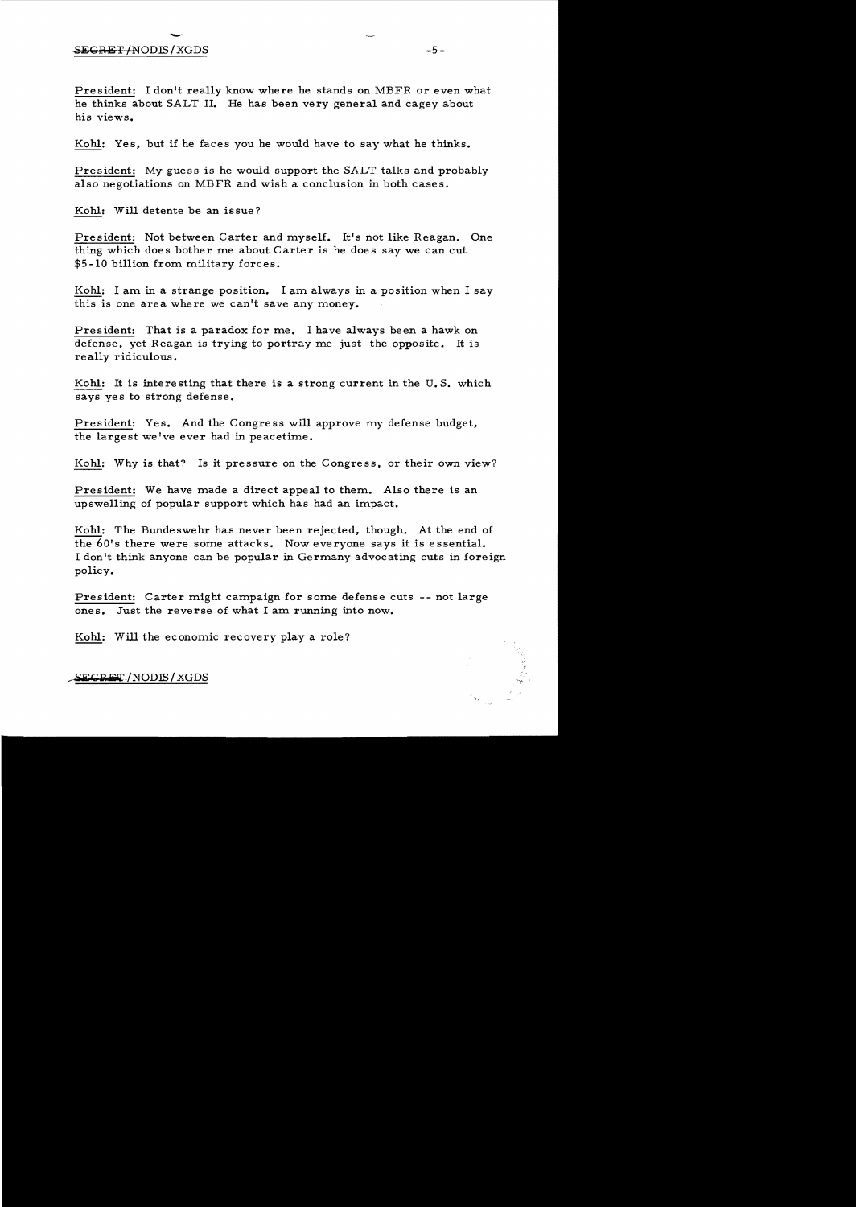President: I don't really know where he stands on MBFR or even what he thinks about SALT II. He has been very general and cagey about his views.

Kohl: Yes, but if he faces you he would have to say what he thinks.

President: My guess is he would support the SALT talks and probably also negotiations on MBFR and wish a conclusion in both cases.

Kohl: Will detente be an issue?

President: Not between Carter and myself. It's not like Reagan. One thing which does bother me about Carter is he does say we can cut $5-10 billion from military forces.

Kohl: I am in a strange position. I am always in a position when I say this is one area where we can't save any money.

President: That is a paradox for me. I have always been a hawk on defense, yet Reagan is trying to portray me just the opposite. It is really ridiculous.

Kohl: It is interesting that there is a strong current in the U.S. which says yes to strong defense.

President: Yes. And the Congress will approve my defense budget, the largest we've ever had in peacetime.

Kohl: Why is that? Is it pressure on the Congress, or their own view?

President: We have made a direct appeal to them. Also there is an upswelling of popular support which has had an impact.

Kohl: The Bundeswehr has never been rejected, though. At the end of the 60's there were some attacks. Now everyone says it is essential. I don't think anyone can be popular in Germany advocating cuts in foreign policy.

President: Carter might campaign for some defense cuts -- not large ones. Just the reverse of what I am running into now.

Kohl: Will the economic recovery play a role?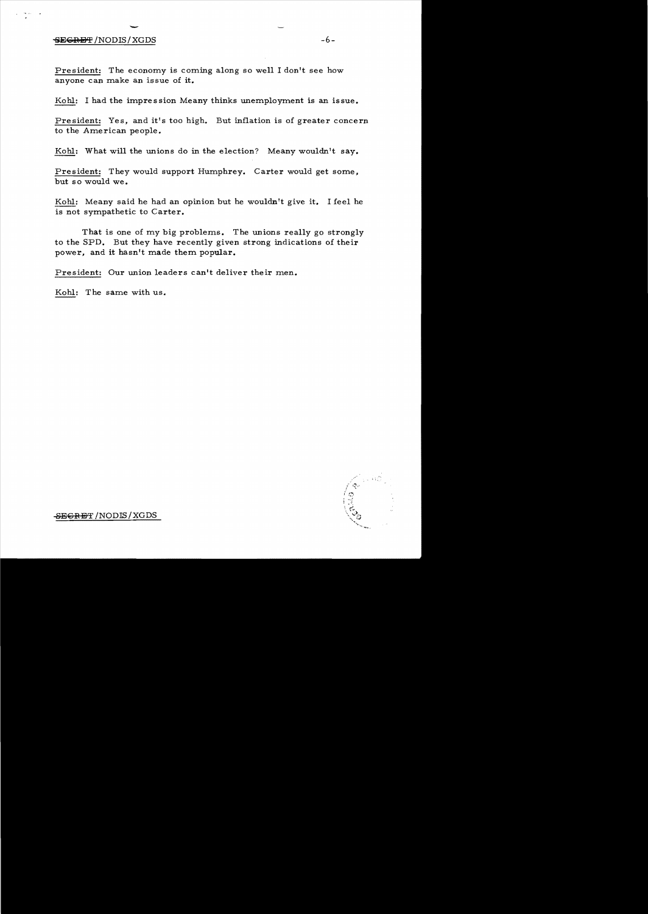President: The economy is coming along so well I don't see how anyone can make an issue of it.

Kohl: I had the impression Meany thinks unemployment is an issue.

President: Yes, and it's too high. But inflation is of greater concern to the American people.

Kohl: What will the unions do in the election? Meany wouldn't say.

President: They would support Humphrey. Carter would get some, but so would we.

Kohl: Meany said he had an opinion but he wouldn't give it. I feel he is not sympathetic to Carter.

That is one of my big problems. The unions really go strongly to the SPD. But they have recently given strong indications of their power, and it hasn't made them popular.

President: Our union leaders can't deliver their men.

Kohl: The same with us.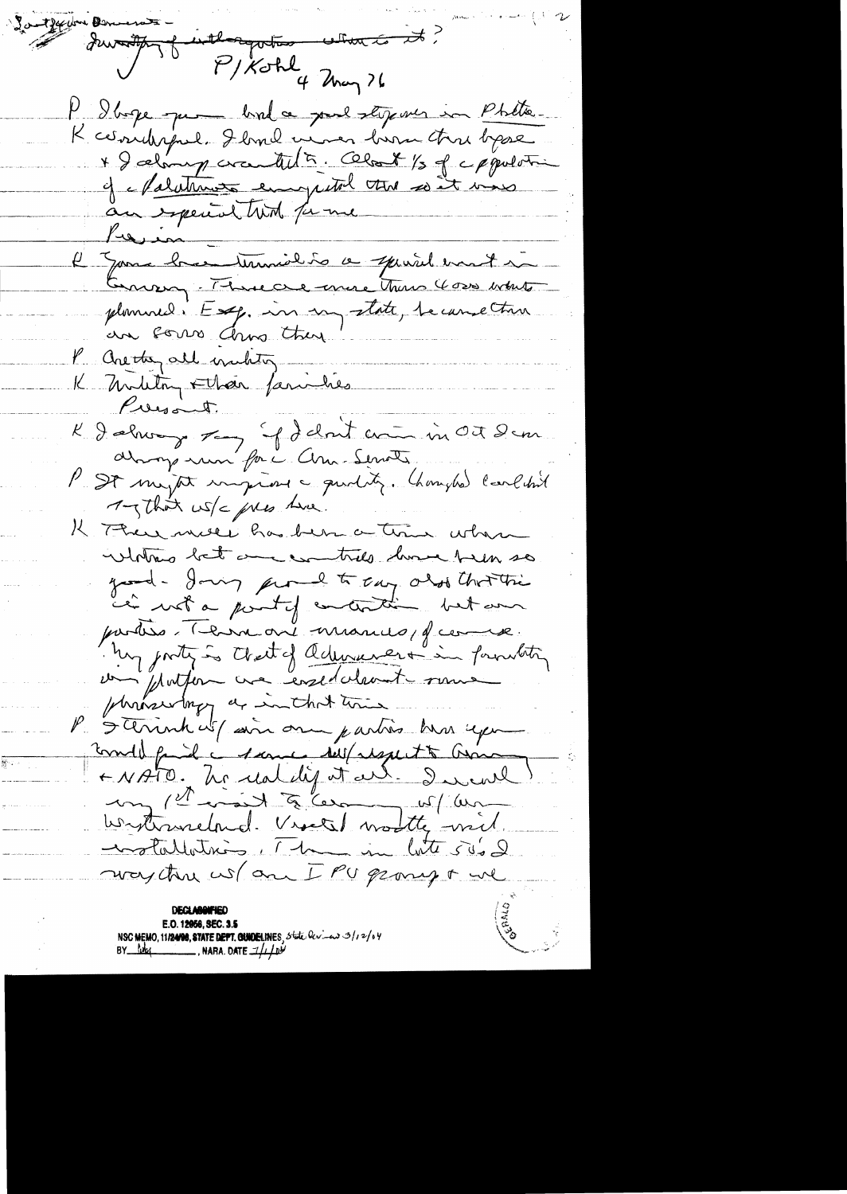Sout[?] Democrats –
~~Security of integration – what is it?~~

P/Kohl 4 May 76

P I hope you had a good stopover in Phila.

K Wonderful. I had never been there before & I always wanted to. About 1/3 of population of Palatinate emigrated there so it was an especial treat for me.

Pres in

K Your bicentennial is a special event in Germany. There are more than 4000 events planned. Esp. in my state, because there are [?] there

P Are they all military

K Military & their families

Present.

K I always say if I don't win in Oct I am always running for the Am Senate.

P It might improve the quality. Changed [?] [?] to that w/ [?] here.

K There never has been a time when relations bet our countries have been so good. I am proud to say also that this is not a point of contention bet our parties. There are nuances, of course. My party is that of Adenauer & in formulating our platform we used about same phraseology as in that time.

P I think w/ our parties here you would find same w/ respect to Germany & NATO. No real dif at all. I recall my 1st visit to Germany w/ [?] Westmoreland. Visited mostly mil. installations. Then in late 50's I was there w/ an IPU group & we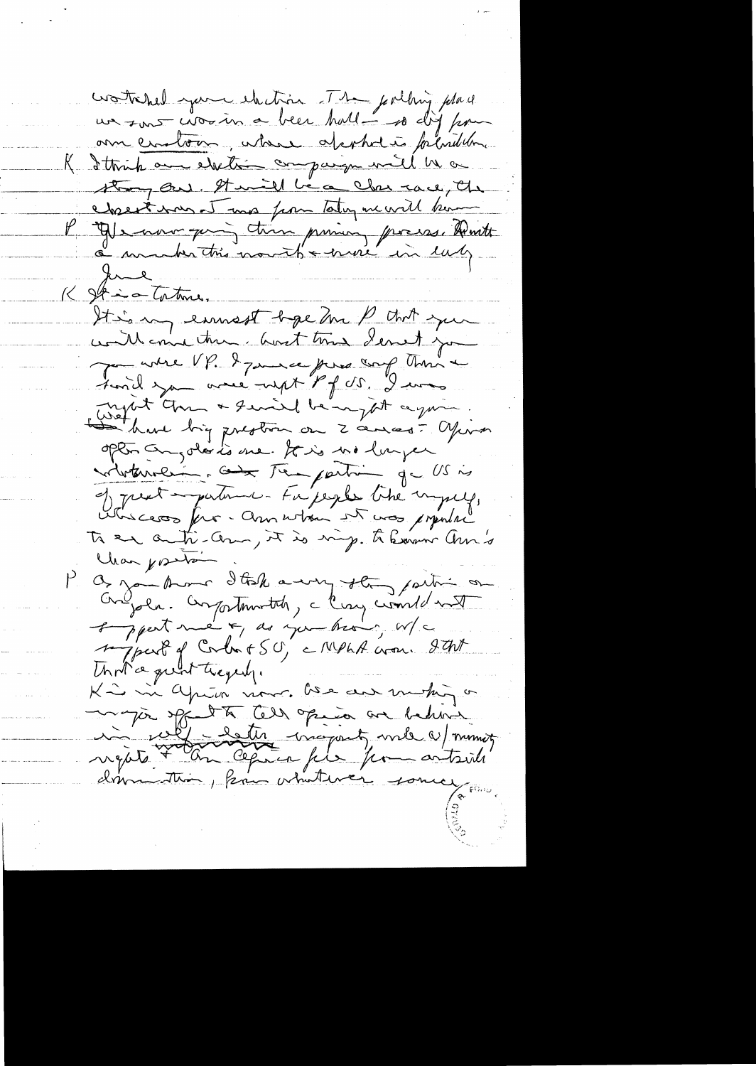watched your election. The polling place we saw was in a beer hall — so dif from our custom, where alcohol is forbidden.

K I think our election campaign will be a strong one. It will be a close race, the closest since I was from Tatty we will know

P We are now going thru primary process. Wouldn't a number this month & more in early June

K It is a torture.

It is my earnest hope Mr P that you will come thru. Last time I met you you were VP. I gave a press conf there & told you were next P of US. I was right then & I will be right again.

We have big problem on 2 areas: Africa — after Angola is one. It is no longer indoctrination. The position of US is of great importance. Fr people like myself, Whiscers for Am when it was popular to be anti-Am, it is imp. to know Am's clear position.

P As you know I took a very strong position on Angola. Unfortunately, the Cong would not support me &, as you know, w/ support of Cuba & SU, the MPLA won. I that that a great tragedy.

K is in Africa now. We are making a major effort to let Africa we believe in self-deter, majority rule w/ minority rights & an African free from outside domination, from whatever source.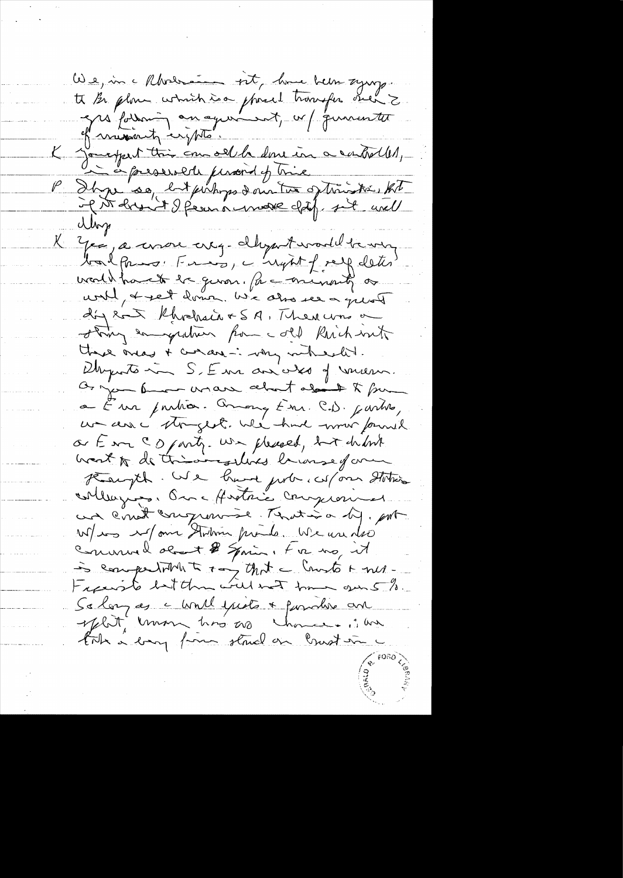We, in Rhodesia, sit, have been trying to Br plan which is a phased transfer over 2 yrs following an agreement, w/ guarantee of minority rights.

K Your hope that this can be done in a controlled, in a preserved period of time

P I hope so, but perhaps I am too optimistic, but if it doesn't I fear a more difficult situation will develop

K Yes, a more ex[treme] & dangerous would be very bad for us. Frankly, a right of self-determination would have to be given. But a minority as well, & set down. We also see a great dig[ression?] over Rhodesia & SA. There was a strong emigration from the old Reich into these areas & curiously very interested. Disputes in S. Eur are also of concern. As you know we are about to form a Eur parties. Among Eur. CD parties, we are the strongest. We have now formed a Eur CD party. We pleased, but didn't want to do this ourselves because of our strength. We have prob. w/ our Italian colleagues. Our Historic Compromise was contact compromise. That is a big prob w/us w/ our Italian friends. We are also concerned about Spain. For us, it is comparatively easy that the Comm & neo-Fascists but there will not have over 5%. So long as the world exists & parties are split, umm has no chance. I am take a very firm stand on Communism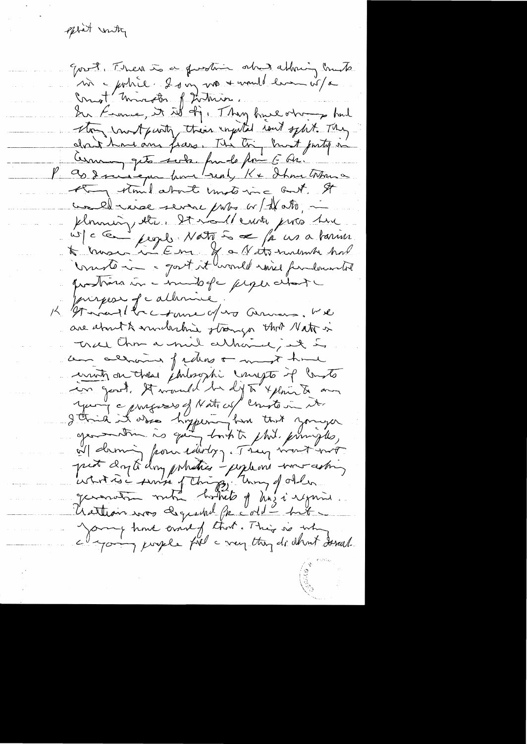split unity

govt. There is a question about allowing Commts in a police. I say no + would even w/a Commt Minister of Interior.

In France, it is diff. They have strong but strong Commt party, their support isn't split. They don't have our fears. The Ital. Commt party in Germany gets subs. funds from E Ger.

P So I sense you have really K + I have taken a strong stand about Commts in a Govt. It would raise severe probs w/ NATO, in planning, etc. It would create probs here w/ the Am people. NATO is a pact us a barrier to Russian in Europe. If a NATO member had Commts in a govt it would raise fundamental questions in the minds of people about the purpose of the alliance.

K It would be the same w/ us Americans. We are about to undertake stronger that NATO is more than a mil alliance; it is an alliance of ideas & must have unity on these philosophic concepts. If Commts in govt. It would be diff to explain to our young & progress of Nations w/ Commts in it.

I think it also happening here that younger generation is going back to phil. principles, w/ drawing from idealogy. They want not just day to day politics — emphasis more asking what is the sense of things. Many of older generation with habits of Nazi regime. Vatican was regarded for old — but the young have enough of that. This is why the young people feel a very strong dr about Israel.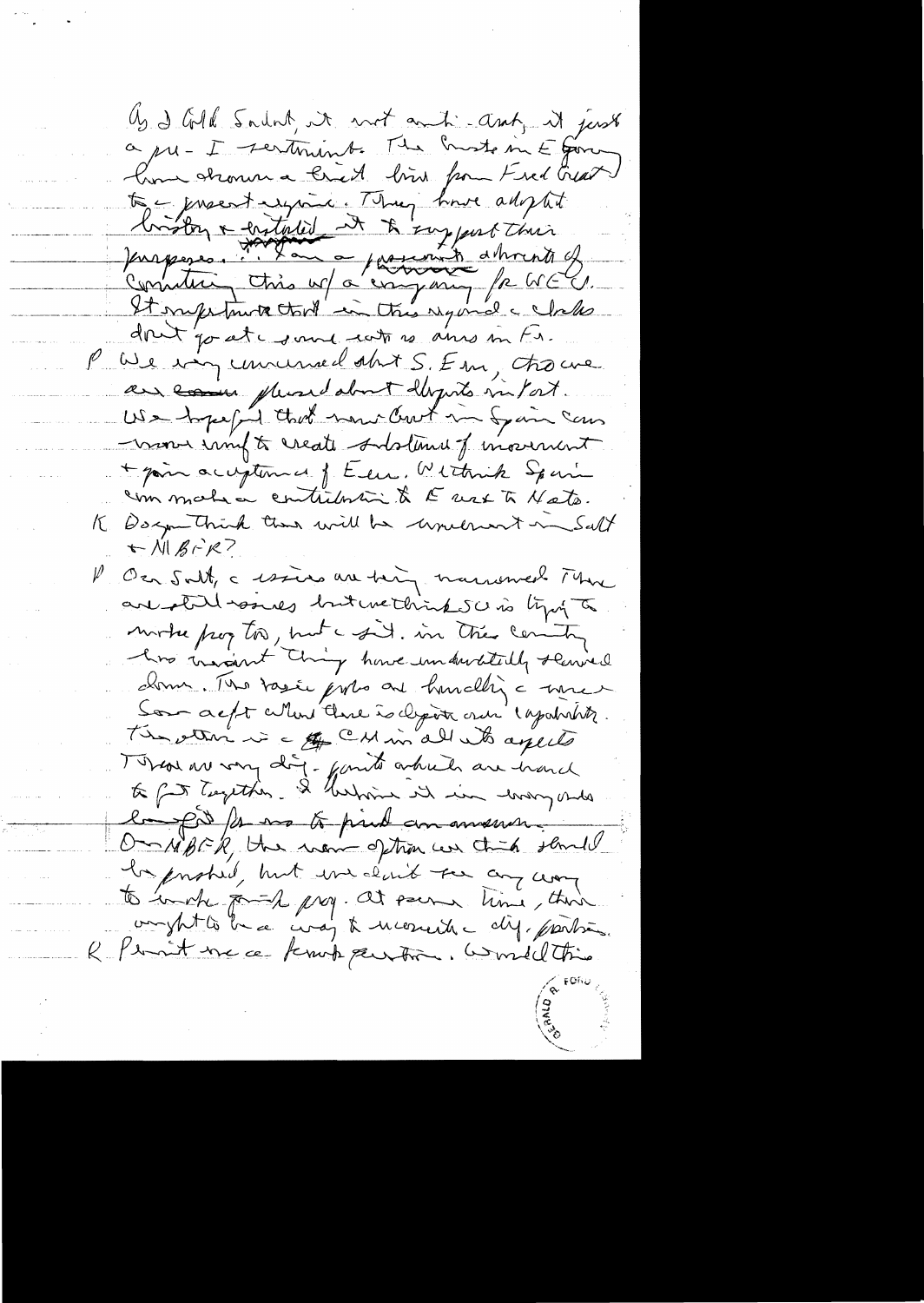As I told Sadat, it not anti-Arab, it just a pro-I sentiment. The Arabs in E[urope] have shown a trend line from Fred [?] to a present regime. They have adopted history & distorted it to support their purposes. I am a passionate advocate of Committing this w/ a [company] for WEU. It important that in this regard the Arabs don't go at same route as ours in Fr.

P We very concerned abt S. Eur, tho we are pleased about [?] in Port. We hopeful that new Govt in Spain can move wisely to create substance of movement + gain acceptance of Eur. We think Spain can make a contribution to E[urope] next to Nato.

K Do you think there will be movement in Salt + MBFR?

P On Salt, the issues are being narrowed. There are still issues but we think SU is trying to make progress, but the Sit. in this country has meant things have undoubtedly slowed down. The basic probs are handling the new Sov acft where there is dispute over capability. The other is the CM in all its aspects. These are very difficult points which are hard to put together. I believe it in everyone's long [?] for us to find an answer.

On MBFR, the new option we think should be pushed, but we don't see any way to make [?] prog. At some time, there ought to be a way to reconcile the diff. positions.

K Permit me a frank question. Would this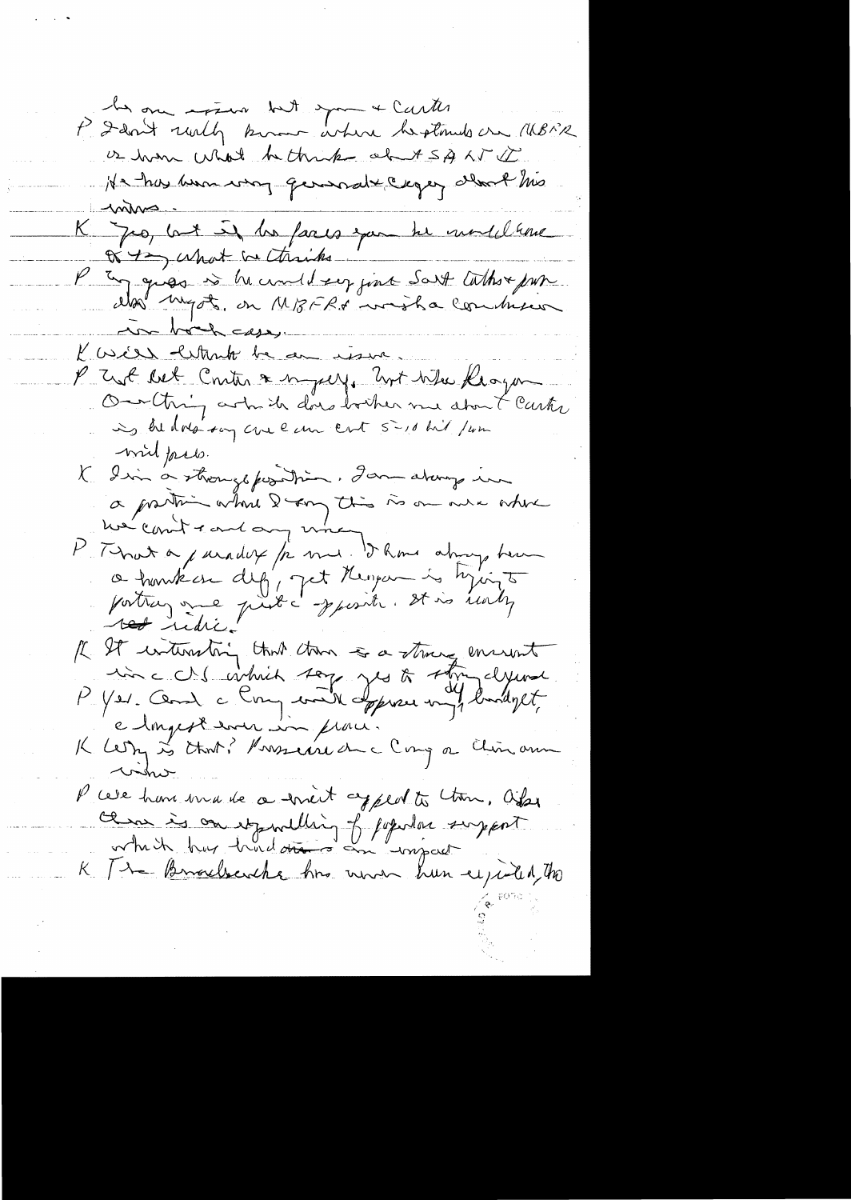he on issue but you + Carter

P I don't really know where he stands on MBFR or know what he thinks about SALT II. He has been very general + cagey about his views.

K Yes, but if he faces you he would have to say what he thinks.

P My guess is he would say just Salt talks + push also Mngts. on MBFR + wish a conclusion in both cases.

K Well it won't be an issue.

P Not between Carter + myself. Not like Reagan. One thing which does bother me about Carter is he does say we can cut 5-10 bil from mil [budget].

K I'm in a strange position. I am always in a position where I say this is an area where we can't + and any money

P That a paradox for me. I have always been a hawk on def, yet Reagan is trying to portray me just opposite. It is really ridic.

K It interesting that there is a strong current in the US which says yes to strong def.

P Yes. And the Cong will approve my def budget, the largest ever in peace.

K Why is that? Pressure on the Cong or their own views

P We have made a direct appeal to them. Also there is an upwelling of popular support which has had an impact

K The Brzezinski has never been rejected, tho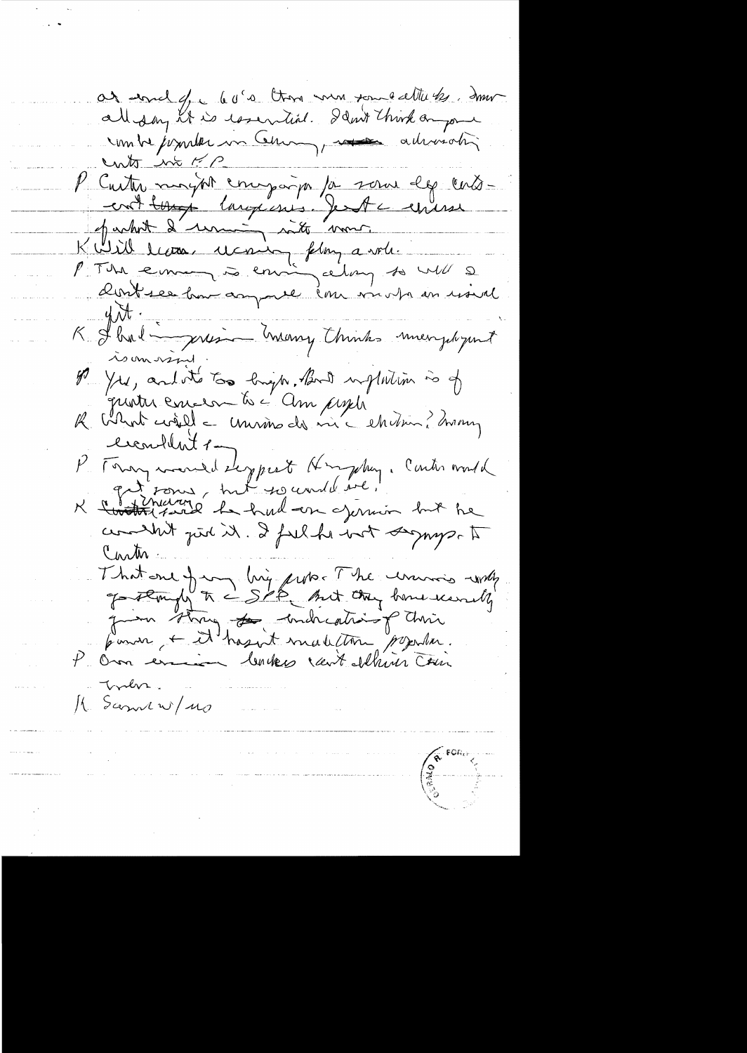at end of the 60's there were some attacks. Now all say it is essential. I don't think anyone can be popular in Germany, advocating cuts in FP

P Carter might campaign for some defense cuts – cut waste & luxuries. Just a little of what I was mentioning earlier.

K Will Lance, Ullman, playing a role.

P The economy is coming along so well I don't see how anyone can make an issue yet.

K I had impression Emminger thinks unemployment is unusual.

P Yes, and it's too high. But inflation is of greater concern to the Am people

K What will the unions do in the election? Meany

P Meany would support Humphrey. Carter would get some, but so would we.

K Emminger said he had an opinion but he couldn't give it. I feel he isn't sympathetic to Carter.

That one of my big probs. The unions worked generally to the SPD. But they have recently given strong indications of their power, & it hasn't made them popular.

P Our union leaders can't deliver their troops.

K Same w/us